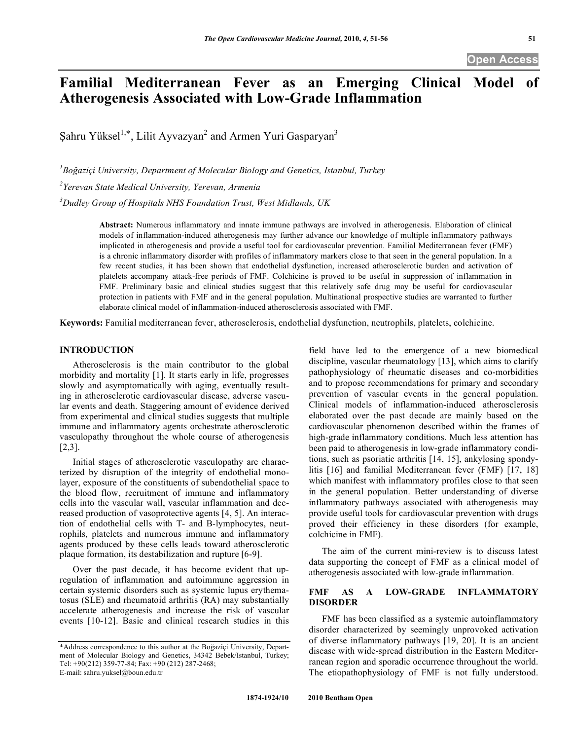Open Access

# Familial Mediterranean Fever as an Emerging Clinical Model of Atherogenesis Associated with Low-Grade Inflammation

Şahru Yüksel[1,*], Lilit Ayvazyan[2] and Armen Yuri Gasparyan[3]

[1]*Boğaziçi University, Department of Molecular Biology and Genetics, Istanbul, Turkey*

[2]*Yerevan State Medical University, Yerevan, Armenia*

[3]*Dudley Group of Hospitals NHS Foundation Trust, West Midlands, UK*

**Abstract:** Numerous inflammatory and innate immune pathways are involved in atherogenesis. Elaboration of clinical models of inflammation-induced atherogenesis may further advance our knowledge of multiple inflammatory pathways implicated in atherogenesis and provide a useful tool for cardiovascular prevention. Familial Mediterranean fever (FMF) is a chronic inflammatory disorder with profiles of inflammatory markers close to that seen in the general population. In a few recent studies, it has been shown that endothelial dysfunction, increased atherosclerotic burden and activation of platelets accompany attack-free periods of FMF. Colchicine is proved to be useful in suppression of inflammation in FMF. Preliminary basic and clinical studies suggest that this relatively safe drug may be useful for cardiovascular protection in patients with FMF and in the general population. Multinational prospective studies are warranted to further elaborate clinical model of inflammation-induced atherosclerosis associated with FMF.

**Keywords:** Familial mediterranean fever, atherosclerosis, endothelial dysfunction, neutrophils, platelets, colchicine.

## INTRODUCTION

Atherosclerosis is the main contributor to the global morbidity and mortality [1]. It starts early in life, progresses slowly and asymptomatically with aging, eventually resulting in atherosclerotic cardiovascular disease, adverse vascular events and death. Staggering amount of evidence derived from experimental and clinical studies suggests that multiple immune and inflammatory agents orchestrate atherosclerotic vasculopathy throughout the whole course of atherogenesis [2,3].

Initial stages of atherosclerotic vasculopathy are characterized by disruption of the integrity of endothelial monolayer, exposure of the constituents of subendothelial space to the blood flow, recruitment of immune and inflammatory cells into the vascular wall, vascular inflammation and decreased production of vasoprotective agents [4, 5]. An interaction of endothelial cells with T- and B-lymphocytes, neutrophils, platelets and numerous immune and inflammatory agents produced by these cells leads toward atherosclerotic plaque formation, its destabilization and rupture [6-9].

Over the past decade, it has become evident that upregulation of inflammation and autoimmune aggression in certain systemic disorders such as systemic lupus erythematosus (SLE) and rheumatoid arthritis (RA) may substantially accelerate atherogenesis and increase the risk of vascular events [10-12]. Basic and clinical research studies in this field have led to the emergence of a new biomedical discipline, vascular rheumatology [13], which aims to clarify pathophysiology of rheumatic diseases and co-morbidities and to propose recommendations for primary and secondary prevention of vascular events in the general population. Clinical models of inflammation-induced atherosclerosis elaborated over the past decade are mainly based on the cardiovascular phenomenon described within the frames of high-grade inflammatory conditions. Much less attention has been paid to atherogenesis in low-grade inflammatory conditions, such as psoriatic arthritis [14, 15], ankylosing spondylitis [16] and familial Mediterranean fever (FMF) [17, 18] which manifest with inflammatory profiles close to that seen in the general population. Better understanding of diverse inflammatory pathways associated with atherogenesis may provide useful tools for cardiovascular prevention with drugs proved their efficiency in these disorders (for example, colchicine in FMF).

The aim of the current mini-review is to discuss latest data supporting the concept of FMF as a clinical model of atherogenesis associated with low-grade inflammation.

## FMF AS A LOW-GRADE INFLAMMATORY DISORDER

FMF has been classified as a systemic autoinflammatory disorder characterized by seemingly unprovoked activation of diverse inflammatory pathways [19, 20]. It is an ancient disease with wide-spread distribution in the Eastern Mediterranean region and sporadic occurrence throughout the world. The etiopathophysiology of FMF is not fully understood.

*Address correspondence to this author at the Boğaziçi University, Department of Molecular Biology and Genetics, 34342 Bebek/Istanbul, Turkey; Tel: +90(212) 359-77-84; Fax: +90 (212) 287-2468; E-mail: sahru.yuksel@boun.edu.tr

1874-1924/10 2010 Bentham Open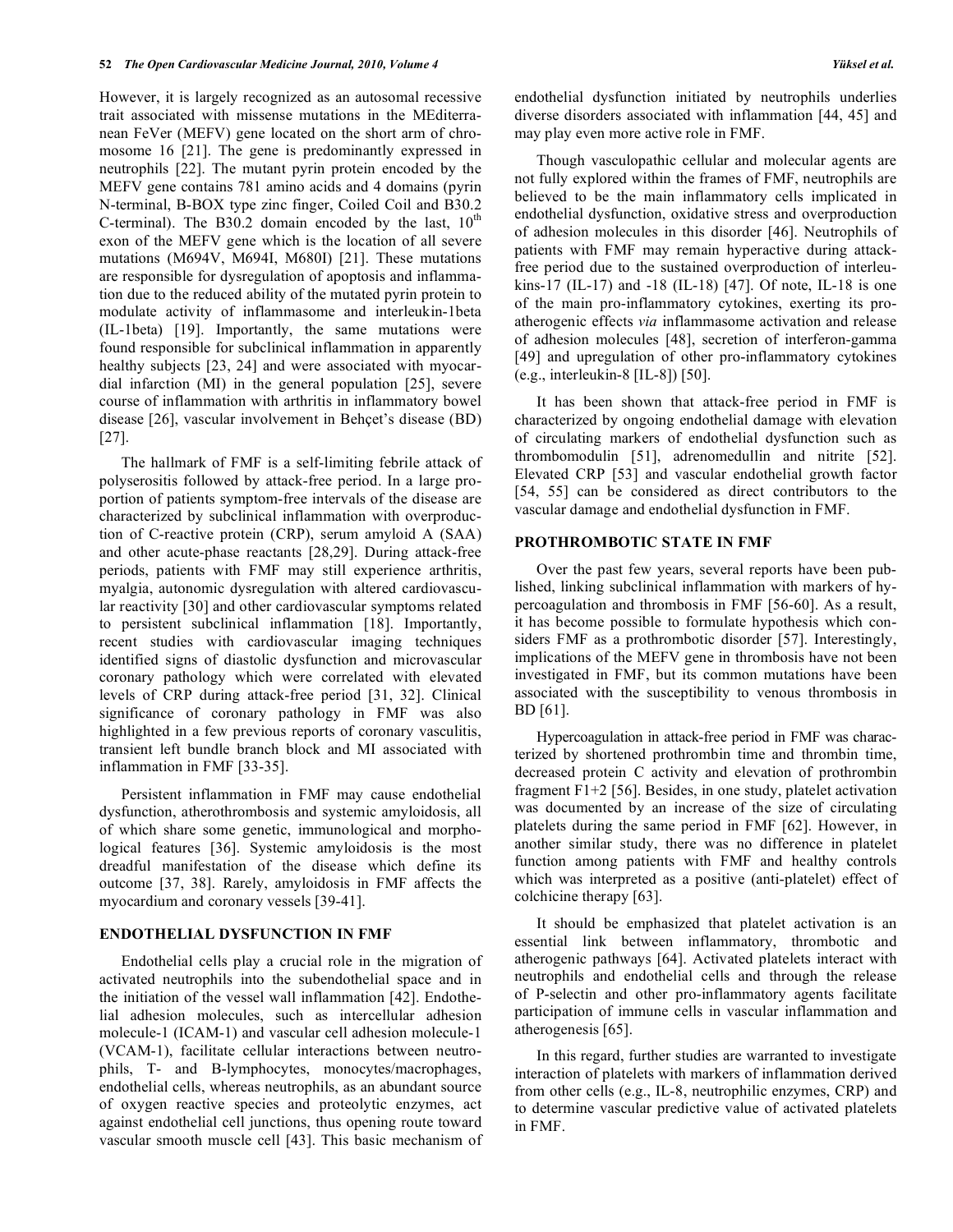However, it is largely recognized as an autosomal recessive trait associated with missense mutations in the MEditerranean FeVer (MEFV) gene located on the short arm of chromosome 16 [21]. The gene is predominantly expressed in neutrophils [22]. The mutant pyrin protein encoded by the MEFV gene contains 781 amino acids and 4 domains (pyrin N-terminal, B-BOX type zinc finger, Coiled Coil and B30.2 C-terminal). The B30.2 domain encoded by the last, 10[th] exon of the MEFV gene which is the location of all severe mutations (M694V, M694I, M680I) [21]. These mutations are responsible for dysregulation of apoptosis and inflammation due to the reduced ability of the mutated pyrin protein to modulate activity of inflammasome and interleukin-1beta (IL-1beta) [19]. Importantly, the same mutations were found responsible for subclinical inflammation in apparently healthy subjects [23, 24] and were associated with myocardial infarction (MI) in the general population [25], severe course of inflammation with arthritis in inflammatory bowel disease [26], vascular involvement in Behçet's disease (BD) [27].

The hallmark of FMF is a self-limiting febrile attack of polyserositis followed by attack-free period. In a large proportion of patients symptom-free intervals of the disease are characterized by subclinical inflammation with overproduction of C-reactive protein (CRP), serum amyloid A (SAA) and other acute-phase reactants [28,29]. During attack-free periods, patients with FMF may still experience arthritis, myalgia, autonomic dysregulation with altered cardiovascular reactivity [30] and other cardiovascular symptoms related to persistent subclinical inflammation [18]. Importantly, recent studies with cardiovascular imaging techniques identified signs of diastolic dysfunction and microvascular coronary pathology which were correlated with elevated levels of CRP during attack-free period [31, 32]. Clinical significance of coronary pathology in FMF was also highlighted in a few previous reports of coronary vasculitis, transient left bundle branch block and MI associated with inflammation in FMF [33-35].

Persistent inflammation in FMF may cause endothelial dysfunction, atherothrombosis and systemic amyloidosis, all of which share some genetic, immunological and morphological features [36]. Systemic amyloidosis is the most dreadful manifestation of the disease which define its outcome [37, 38]. Rarely, amyloidosis in FMF affects the myocardium and coronary vessels [39-41].

## ENDOTHELIAL DYSFUNCTION IN FMF

Endothelial cells play a crucial role in the migration of activated neutrophils into the subendothelial space and in the initiation of the vessel wall inflammation [42]. Endothelial adhesion molecules, such as intercellular adhesion molecule-1 (ICAM-1) and vascular cell adhesion molecule-1 (VCAM-1), facilitate cellular interactions between neutrophils, T- and B-lymphocytes, monocytes/macrophages, endothelial cells, whereas neutrophils, as an abundant source of oxygen reactive species and proteolytic enzymes, act against endothelial cell junctions, thus opening route toward vascular smooth muscle cell [43]. This basic mechanism of endothelial dysfunction initiated by neutrophils underlies diverse disorders associated with inflammation [44, 45] and may play even more active role in FMF.

Though vasculopathic cellular and molecular agents are not fully explored within the frames of FMF, neutrophils are believed to be the main inflammatory cells implicated in endothelial dysfunction, oxidative stress and overproduction of adhesion molecules in this disorder [46]. Neutrophils of patients with FMF may remain hyperactive during attack-free period due to the sustained overproduction of interleukins-17 (IL-17) and -18 (IL-18) [47]. Of note, IL-18 is one of the main pro-inflammatory cytokines, exerting its pro-atherogenic effects *via* inflammasome activation and release of adhesion molecules [48], secretion of interferon-gamma [49] and upregulation of other pro-inflammatory cytokines (e.g., interleukin-8 [IL-8]) [50].

It has been shown that attack-free period in FMF is characterized by ongoing endothelial damage with elevation of circulating markers of endothelial dysfunction such as thrombomodulin [51], adrenomedullin and nitrite [52]. Elevated CRP [53] and vascular endothelial growth factor [54, 55] can be considered as direct contributors to the vascular damage and endothelial dysfunction in FMF.

## PROTHROMBOTIC STATE IN FMF

Over the past few years, several reports have been published, linking subclinical inflammation with markers of hypercoagulation and thrombosis in FMF [56-60]. As a result, it has become possible to formulate hypothesis which considers FMF as a prothrombotic disorder [57]. Interestingly, implications of the MEFV gene in thrombosis have not been investigated in FMF, but its common mutations have been associated with the susceptibility to venous thrombosis in BD [61].

Hypercoagulation in attack-free period in FMF was characterized by shortened prothrombin time and thrombin time, decreased protein C activity and elevation of prothrombin fragment F1+2 [56]. Besides, in one study, platelet activation was documented by an increase of the size of circulating platelets during the same period in FMF [62]. However, in another similar study, there was no difference in platelet function among patients with FMF and healthy controls which was interpreted as a positive (anti-platelet) effect of colchicine therapy [63].

It should be emphasized that platelet activation is an essential link between inflammatory, thrombotic and atherogenic pathways [64]. Activated platelets interact with neutrophils and endothelial cells and through the release of P-selectin and other pro-inflammatory agents facilitate participation of immune cells in vascular inflammation and atherogenesis [65].

In this regard, further studies are warranted to investigate interaction of platelets with markers of inflammation derived from other cells (e.g., IL-8, neutrophilic enzymes, CRP) and to determine vascular predictive value of activated platelets in FMF.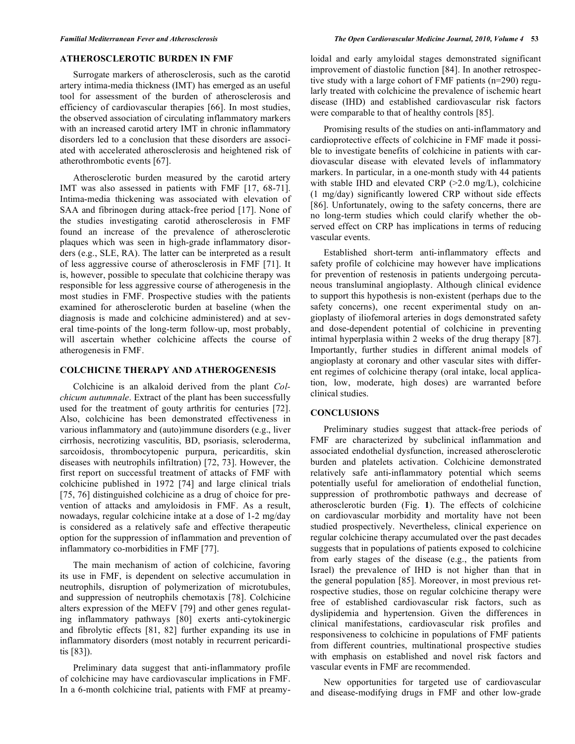## ATHEROSCLEROTIC BURDEN IN FMF

Surrogate markers of atherosclerosis, such as the carotid artery intima-media thickness (IMT) has emerged as an useful tool for assessment of the burden of atherosclerosis and efficiency of cardiovascular therapies [66]. In most studies, the observed association of circulating inflammatory markers with an increased carotid artery IMT in chronic inflammatory disorders led to a conclusion that these disorders are associated with accelerated atherosclerosis and heightened risk of atherothrombotic events [67].

Atherosclerotic burden measured by the carotid artery IMT was also assessed in patients with FMF [17, 68-71]. Intima-media thickening was associated with elevation of SAA and fibrinogen during attack-free period [17]. None of the studies investigating carotid atherosclerosis in FMF found an increase of the prevalence of atherosclerotic plaques which was seen in high-grade inflammatory disorders (e.g., SLE, RA). The latter can be interpreted as a result of less aggressive course of atherosclerosis in FMF [71]. It is, however, possible to speculate that colchicine therapy was responsible for less aggressive course of atherogenesis in the most studies in FMF. Prospective studies with the patients examined for atherosclerotic burden at baseline (when the diagnosis is made and colchicine administered) and at several time-points of the long-term follow-up, most probably, will ascertain whether colchicine affects the course of atherogenesis in FMF.

## COLCHICINE THERAPY AND ATHEROGENESIS

Colchicine is an alkaloid derived from the plant *Colchicum autumnale*. Extract of the plant has been successfully used for the treatment of gouty arthritis for centuries [72]. Also, colchicine has been demonstrated effectiveness in various inflammatory and (auto)immune disorders (e.g., liver cirrhosis, necrotizing vasculitis, BD, psoriasis, scleroderma, sarcoidosis, thrombocytopenic purpura, pericarditis, skin diseases with neutrophils infiltration) [72, 73]. However, the first report on successful treatment of attacks of FMF with colchicine published in 1972 [74] and large clinical trials [75, 76] distinguished colchicine as a drug of choice for prevention of attacks and amyloidosis in FMF. As a result, nowadays, regular colchicine intake at a dose of 1-2 mg/day is considered as a relatively safe and effective therapeutic option for the suppression of inflammation and prevention of inflammatory co-morbidities in FMF [77].

The main mechanism of action of colchicine, favoring its use in FMF, is dependent on selective accumulation in neutrophils, disruption of polymerization of microtubules, and suppression of neutrophils chemotaxis [78]. Colchicine alters expression of the MEFV [79] and other genes regulating inflammatory pathways [80] exerts anti-cytokinergic and fibrolytic effects [81, 82] further expanding its use in inflammatory disorders (most notably in recurrent pericarditis [83]).

Preliminary data suggest that anti-inflammatory profile of colchicine may have cardiovascular implications in FMF. In a 6-month colchicine trial, patients with FMF at preamyloidal and early amyloidal stages demonstrated significant improvement of diastolic function [84]. In another retrospective study with a large cohort of FMF patients (n=290) regularly treated with colchicine the prevalence of ischemic heart disease (IHD) and established cardiovascular risk factors were comparable to that of healthy controls [85].

Promising results of the studies on anti-inflammatory and cardioprotective effects of colchicine in FMF made it possible to investigate benefits of colchicine in patients with cardiovascular disease with elevated levels of inflammatory markers. In particular, in a one-month study with 44 patients with stable IHD and elevated CRP (>2.0 mg/L), colchicine (1 mg/day) significantly lowered CRP without side effects [86]. Unfortunately, owing to the safety concerns, there are no long-term studies which could clarify whether the observed effect on CRP has implications in terms of reducing vascular events.

Established short-term anti-inflammatory effects and safety profile of colchicine may however have implications for prevention of restenosis in patients undergoing percutaneous transluminal angioplasty. Although clinical evidence to support this hypothesis is non-existent (perhaps due to the safety concerns), one recent experimental study on angioplasty of iliofemoral arteries in dogs demonstrated safety and dose-dependent potential of colchicine in preventing intimal hyperplasia within 2 weeks of the drug therapy [87]. Importantly, further studies in different animal models of angioplasty at coronary and other vascular sites with different regimes of colchicine therapy (oral intake, local application, low, moderate, high doses) are warranted before clinical studies.

## CONCLUSIONS

Preliminary studies suggest that attack-free periods of FMF are characterized by subclinical inflammation and associated endothelial dysfunction, increased atherosclerotic burden and platelets activation. Colchicine demonstrated relatively safe anti-inflammatory potential which seems potentially useful for amelioration of endothelial function, suppression of prothrombotic pathways and decrease of atherosclerotic burden (Fig. **1**). The effects of colchicine on cardiovascular morbidity and mortality have not been studied prospectively. Nevertheless, clinical experience on regular colchicine therapy accumulated over the past decades suggests that in populations of patients exposed to colchicine from early stages of the disease (e.g., the patients from Israel) the prevalence of IHD is not higher than that in the general population [85]. Moreover, in most previous retrospective studies, those on regular colchicine therapy were free of established cardiovascular risk factors, such as dyslipidemia and hypertension. Given the differences in clinical manifestations, cardiovascular risk profiles and responsiveness to colchicine in populations of FMF patients from different countries, multinational prospective studies with emphasis on established and novel risk factors and vascular events in FMF are recommended.

New opportunities for targeted use of cardiovascular and disease-modifying drugs in FMF and other low-grade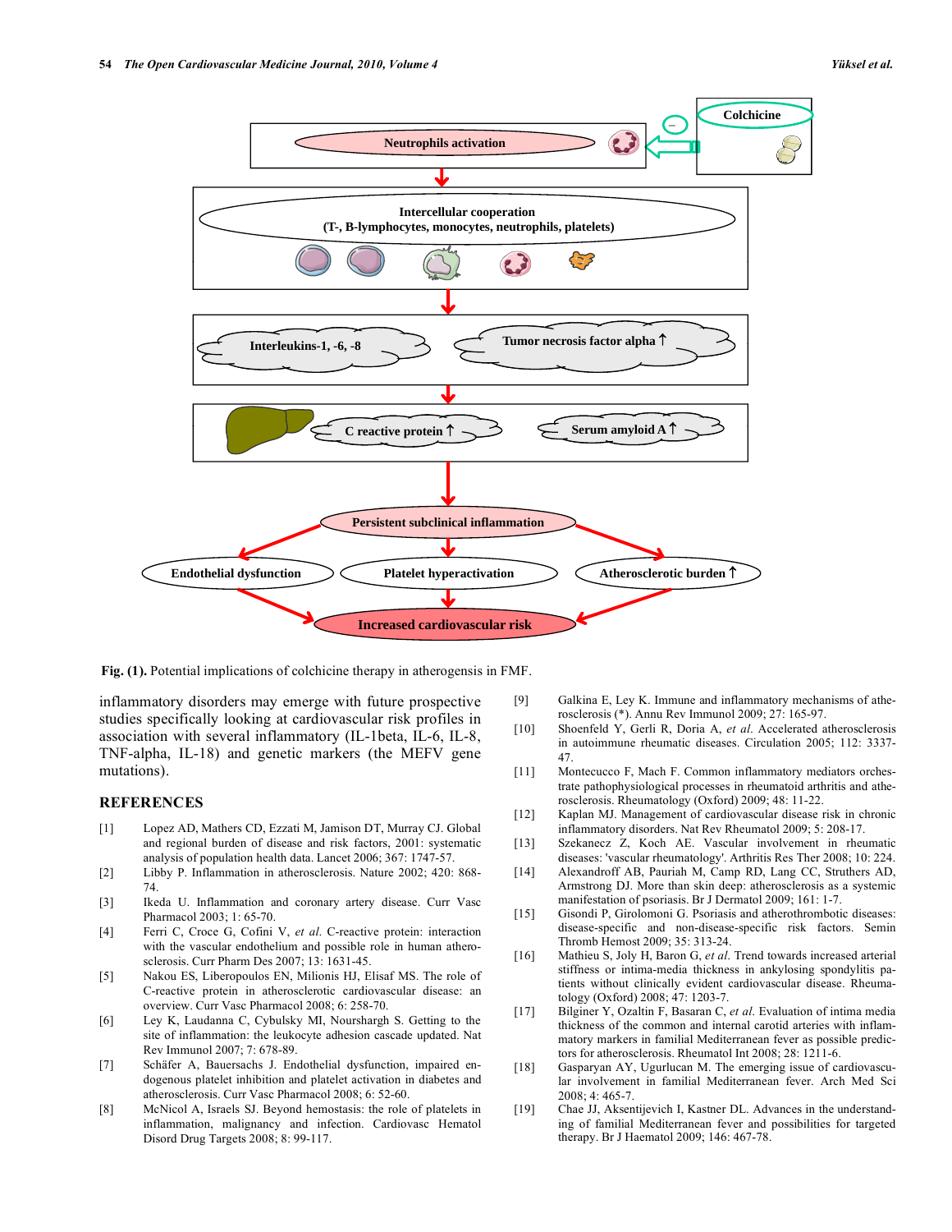Fig. (1). Potential implications of colchicine therapy in atherogensis in FMF.

inflammatory disorders may emerge with future prospective studies specifically looking at cardiovascular risk profiles in association with several inflammatory (IL-1beta, IL-6, IL-8, TNF-alpha, IL-18) and genetic markers (the MEFV gene mutations).

## REFERENCES

[1] Lopez AD, Mathers CD, Ezzati M, Jamison DT, Murray CJ. Global and regional burden of disease and risk factors, 2001: systematic analysis of population health data. Lancet 2006; 367: 1747-57.

[2] Libby P. Inflammation in atherosclerosis. Nature 2002; 420: 868-74.

[3] Ikeda U. Inflammation and coronary artery disease. Curr Vasc Pharmacol 2003; 1: 65-70.

[4] Ferri C, Croce G, Cofini V, *et al.* C-reactive protein: interaction with the vascular endothelium and possible role in human atherosclerosis. Curr Pharm Des 2007; 13: 1631-45.

[5] Nakou ES, Liberopoulos EN, Milionis HJ, Elisaf MS. The role of C-reactive protein in atherosclerotic cardiovascular disease: an overview. Curr Vasc Pharmacol 2008; 6: 258-70.

[6] Ley K, Laudanna C, Cybulsky MI, Nourshargh S. Getting to the site of inflammation: the leukocyte adhesion cascade updated. Nat Rev Immunol 2007; 7: 678-89.

[7] Schäfer A, Bauersachs J. Endothelial dysfunction, impaired endogenous platelet inhibition and platelet activation in diabetes and atherosclerosis. Curr Vasc Pharmacol 2008; 6: 52-60.

[8] McNicol A, Israels SJ. Beyond hemostasis: the role of platelets in inflammation, malignancy and infection. Cardiovasc Hematol Disord Drug Targets 2008; 8: 99-117.

[9] Galkina E, Ley K. Immune and inflammatory mechanisms of atherosclerosis (*). Annu Rev Immunol 2009; 27: 165-97.

[10] Shoenfeld Y, Gerli R, Doria A, *et al.* Accelerated atherosclerosis in autoimmune rheumatic diseases. Circulation 2005; 112: 3337-47.

[11] Montecucco F, Mach F. Common inflammatory mediators orchestrate pathophysiological processes in rheumatoid arthritis and atherosclerosis. Rheumatology (Oxford) 2009; 48: 11-22.

[12] Kaplan MJ. Management of cardiovascular disease risk in chronic inflammatory disorders. Nat Rev Rheumatol 2009; 5: 208-17.

[13] Szekanecz Z, Koch AE. Vascular involvement in rheumatic diseases: 'vascular rheumatology'. Arthritis Res Ther 2008; 10: 224.

[14] Alexandroff AB, Pauriah M, Camp RD, Lang CC, Struthers AD, Armstrong DJ. More than skin deep: atherosclerosis as a systemic manifestation of psoriasis. Br J Dermatol 2009; 161: 1-7.

[15] Gisondi P, Girolomoni G. Psoriasis and atherothrombotic diseases: disease-specific and non-disease-specific risk factors. Semin Thromb Hemost 2009; 35: 313-24.

[16] Mathieu S, Joly H, Baron G, *et al.* Trend towards increased arterial stiffness or intima-media thickness in ankylosing spondylitis patients without clinically evident cardiovascular disease. Rheumatology (Oxford) 2008; 47: 1203-7.

[17] Bilginer Y, Ozaltin F, Basaran C, *et al.* Evaluation of intima media thickness of the common and internal carotid arteries with inflammatory markers in familial Mediterranean fever as possible predictors for atherosclerosis. Rheumatol Int 2008; 28: 1211-6.

[18] Gasparyan AY, Ugurlucan M. The emerging issue of cardiovascular involvement in familial Mediterranean fever. Arch Med Sci 2008; 4: 465-7.

[19] Chae JJ, Aksentijevich I, Kastner DL. Advances in the understanding of familial Mediterranean fever and possibilities for targeted therapy. Br J Haematol 2009; 146: 467-78.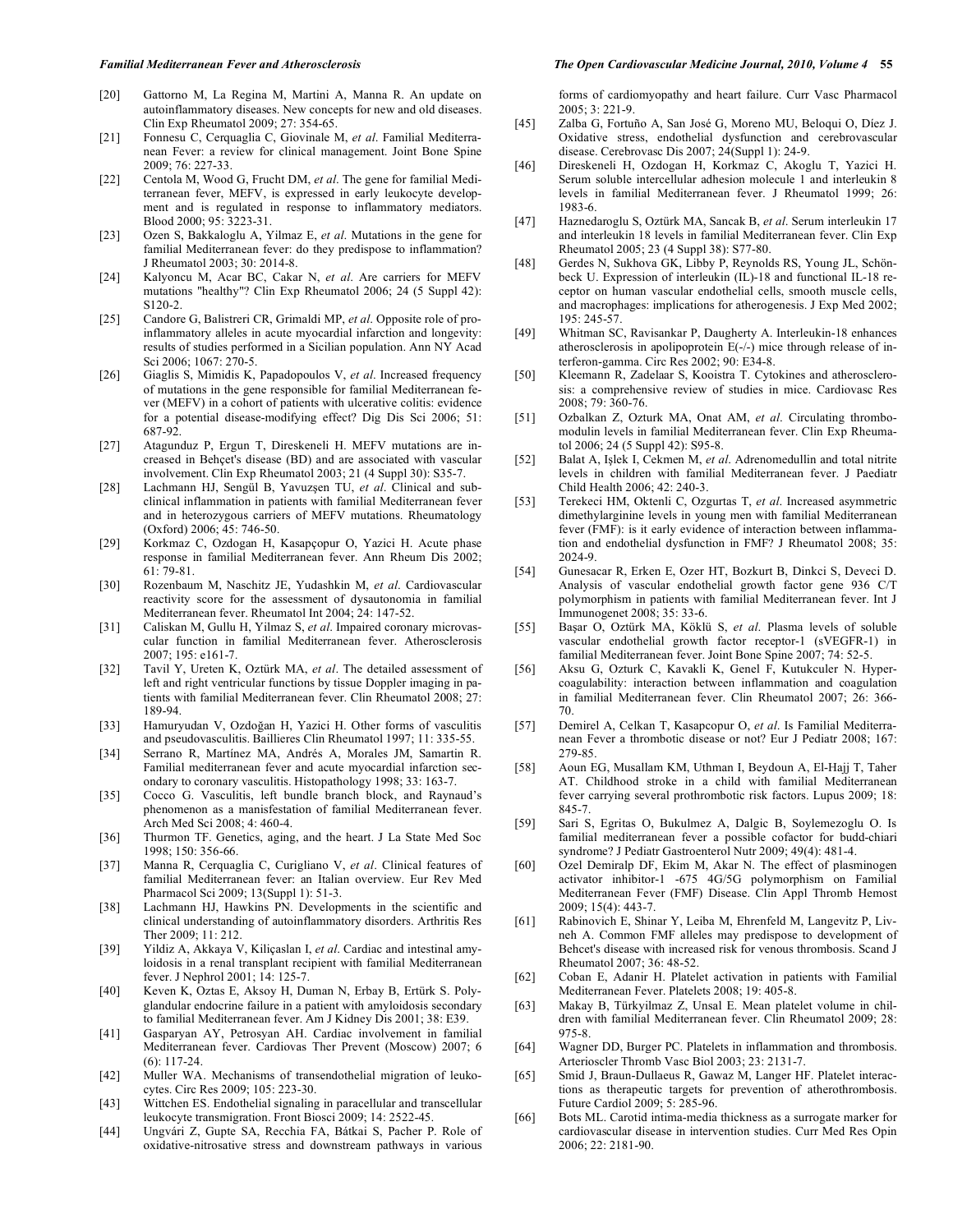[20] Gattorno M, La Regina M, Martini A, Manna R. An update on autoinflammatory diseases. New concepts for new and old diseases. Clin Exp Rheumatol 2009; 27: 354-65.

[21] Fonnesu C, Cerquaglia C, Giovinale M, *et al*. Familial Mediterranean Fever: a review for clinical management. Joint Bone Spine 2009; 76: 227-33.

[22] Centola M, Wood G, Frucht DM, *et al*. The gene for familial Mediterranean fever, MEFV, is expressed in early leukocyte development and is regulated in response to inflammatory mediators. Blood 2000; 95: 3223-31.

[23] Ozen S, Bakkaloglu A, Yilmaz E, *et al*. Mutations in the gene for familial Mediterranean fever: do they predispose to inflammation? J Rheumatol 2003; 30: 2014-8.

[24] Kalyoncu M, Acar BC, Cakar N, *et al*. Are carriers for MEFV mutations "healthy"? Clin Exp Rheumatol 2006; 24 (5 Suppl 42): S120-2.

[25] Candore G, Balistreri CR, Grimaldi MP, *et al*. Opposite role of pro-inflammatory alleles in acute myocardial infarction and longevity: results of studies performed in a Sicilian population. Ann NY Acad Sci 2006; 1067: 270-5.

[26] Giaglis S, Mimidis K, Papadopoulos V, *et al*. Increased frequency of mutations in the gene responsible for familial Mediterranean fever (MEFV) in a cohort of patients with ulcerative colitis: evidence for a potential disease-modifying effect? Dig Dis Sci 2006; 51: 687-92.

[27] Atagunduz P, Ergun T, Direskeneli H. MEFV mutations are increased in Behçet's disease (BD) and are associated with vascular involvement. Clin Exp Rheumatol 2003; 21 (4 Suppl 30): S35-7.

[28] Lachmann HJ, Sengül B, Yavuzşen TU, *et al*. Clinical and subclinical inflammation in patients with familial Mediterranean fever and in heterozygous carriers of MEFV mutations. Rheumatology (Oxford) 2006; 45: 746-50.

[29] Korkmaz C, Ozdogan H, Kasapçopur O, Yazici H. Acute phase response in familial Mediterranean fever. Ann Rheum Dis 2002; 61: 79-81.

[30] Rozenbaum M, Naschitz JE, Yudashkin M, *et al*. Cardiovascular reactivity score for the assessment of dysautonomia in familial Mediterranean fever. Rheumatol Int 2004; 24: 147-52.

[31] Caliskan M, Gullu H, Yilmaz S, *et al*. Impaired coronary microvascular function in familial Mediterranean fever. Atherosclerosis 2007; 195: e161-7.

[32] Tavil Y, Ureten K, Oztürk MA, *et al*. The detailed assessment of left and right ventricular functions by tissue Doppler imaging in patients with familial Mediterranean fever. Clin Rheumatol 2008; 27: 189-94.

[33] Hamuryudan V, Ozdoğan H, Yazici H. Other forms of vasculitis and pseudovasculitis. Baillieres Clin Rheumatol 1997; 11: 335-55.

[34] Serrano R, Martínez MA, Andrés A, Morales JM, Samartin R. Familial mediterranean fever and acute myocardial infarction secondary to coronary vasculitis. Histopathology 1998; 33: 163-7.

[35] Cocco G. Vasculitis, left bundle branch block, and Raynaud's phenomenon as a manisfestation of familial Mediterranean fever. Arch Med Sci 2008; 4: 460-4.

[36] Thurmon TF. Genetics, aging, and the heart. J La State Med Soc 1998; 150: 356-66.

[37] Manna R, Cerquaglia C, Curigliano V, *et al*. Clinical features of familial Mediterranean fever: an Italian overview. Eur Rev Med Pharmacol Sci 2009; 13(Suppl 1): 51-3.

[38] Lachmann HJ, Hawkins PN. Developments in the scientific and clinical understanding of autoinflammatory disorders. Arthritis Res Ther 2009; 11: 212.

[39] Yildiz A, Akkaya V, Kiliçaslan I, *et al*. Cardiac and intestinal amyloidosis in a renal transplant recipient with familial Mediterranean fever. J Nephrol 2001; 14: 125-7.

[40] Keven K, Oztas E, Aksoy H, Duman N, Erbay B, Ertürk S. Polyglandular endocrine failure in a patient with amyloidosis secondary to familial Mediterranean fever. Am J Kidney Dis 2001; 38: E39.

[41] Gasparyan AY, Petrosyan AH. Cardiac involvement in familial Mediterranean fever. Cardiovas Ther Prevent (Moscow) 2007; 6 (6): 117-24.

[42] Muller WA. Mechanisms of transendothelial migration of leukocytes. Circ Res 2009; 105: 223-30.

[43] Wittchen ES. Endothelial signaling in paracellular and transcellular leukocyte transmigration. Front Biosci 2009; 14: 2522-45.

[44] Ungvári Z, Gupte SA, Recchia FA, Bátkai S, Pacher P. Role of oxidative-nitrosative stress and downstream pathways in various forms of cardiomyopathy and heart failure. Curr Vasc Pharmacol 2005; 3: 221-9.

[45] Zalba G, Fortuño A, San José G, Moreno MU, Beloqui O, Díez J. Oxidative stress, endothelial dysfunction and cerebrovascular disease. Cerebrovasc Dis 2007; 24(Suppl 1): 24-9.

[46] Direskeneli H, Ozdogan H, Korkmaz C, Akoglu T, Yazici H. Serum soluble intercellular adhesion molecule 1 and interleukin 8 levels in familial Mediterranean fever. J Rheumatol 1999; 26: 1983-6.

[47] Haznedaroglu S, Oztürk MA, Sancak B, *et al*. Serum interleukin 17 and interleukin 18 levels in familial Mediterranean fever. Clin Exp Rheumatol 2005; 23 (4 Suppl 38): S77-80.

[48] Gerdes N, Sukhova GK, Libby P, Reynolds RS, Young JL, Schönbeck U. Expression of interleukin (IL)-18 and functional IL-18 receptor on human vascular endothelial cells, smooth muscle cells, and macrophages: implications for atherogenesis. J Exp Med 2002; 195: 245-57.

[49] Whitman SC, Ravisankar P, Daugherty A. Interleukin-18 enhances atherosclerosis in apolipoprotein E(-/-) mice through release of interferon-gamma. Circ Res 2002; 90: E34-8.

[50] Kleemann R, Zadelaar S, Kooistra T. Cytokines and atherosclerosis: a comprehensive review of studies in mice. Cardiovasc Res 2008; 79: 360-76.

[51] Ozbalkan Z, Ozturk MA, Onat AM, *et al*. Circulating thrombomodulin levels in familial Mediterranean fever. Clin Exp Rheumatol 2006; 24 (5 Suppl 42): S95-8.

[52] Balat A, Işlek I, Cekmen M, *et al*. Adrenomedullin and total nitrite levels in children with familial Mediterranean fever. J Paediatr Child Health 2006; 42: 240-3.

[53] Terekeci HM, Oktenli C, Ozgurtas T, *et al*. Increased asymmetric dimethylarginine levels in young men with familial Mediterranean fever (FMF): is it early evidence of interaction between inflammation and endothelial dysfunction in FMF? J Rheumatol 2008; 35: 2024-9.

[54] Gunesacar R, Erken E, Ozer HT, Bozkurt B, Dinkci S, Deveci D. Analysis of vascular endothelial growth factor gene 936 C/T polymorphism in patients with familial Mediterranean fever. Int J Immunogenet 2008; 35: 33-6.

[55] Başar O, Oztürk MA, Köklü S, *et al.* Plasma levels of soluble vascular endothelial growth factor receptor-1 (sVEGFR-1) in familial Mediterranean fever. Joint Bone Spine 2007; 74: 52-5.

[56] Aksu G, Ozturk C, Kavakli K, Genel F, Kutukculer N. Hypercoagulability: interaction between inflammation and coagulation in familial Mediterranean fever. Clin Rheumatol 2007; 26: 366-70.

[57] Demirel A, Celkan T, Kasapcopur O, *et al*. Is Familial Mediterranean Fever a thrombotic disease or not? Eur J Pediatr 2008; 167: 279-85.

[58] Aoun EG, Musallam KM, Uthman I, Beydoun A, El-Hajj T, Taher AT. Childhood stroke in a child with familial Mediterranean fever carrying several prothrombotic risk factors. Lupus 2009; 18: 845-7.

[59] Sari S, Egritas O, Bukulmez A, Dalgic B, Soylemezoglu O. Is familial mediterranean fever a possible cofactor for budd-chiari syndrome? J Pediatr Gastroenterol Nutr 2009; 49(4): 481-4.

[60] Ozel Demiralp DF, Ekim M, Akar N. The effect of plasminogen activator inhibitor-1 -675 4G/5G polymorphism on Familial Mediterranean Fever (FMF) Disease. Clin Appl Thromb Hemost 2009; 15(4): 443-7.

[61] Rabinovich E, Shinar Y, Leiba M, Ehrenfeld M, Langevitz P, Livneh A. Common FMF alleles may predispose to development of Behcet's disease with increased risk for venous thrombosis. Scand J Rheumatol 2007; 36: 48-52.

[62] Coban E, Adanir H. Platelet activation in patients with Familial Mediterranean Fever. Platelets 2008; 19: 405-8.

[63] Makay B, Türkyilmaz Z, Unsal E. Mean platelet volume in children with familial Mediterranean fever. Clin Rheumatol 2009; 28: 975-8.

[64] Wagner DD, Burger PC. Platelets in inflammation and thrombosis. Arterioscler Thromb Vasc Biol 2003; 23: 2131-7.

[65] Smid J, Braun-Dullaeus R, Gawaz M, Langer HF. Platelet interactions as therapeutic targets for prevention of atherothrombosis. Future Cardiol 2009; 5: 285-96.

[66] Bots ML. Carotid intima-media thickness as a surrogate marker for cardiovascular disease in intervention studies. Curr Med Res Opin 2006; 22: 2181-90.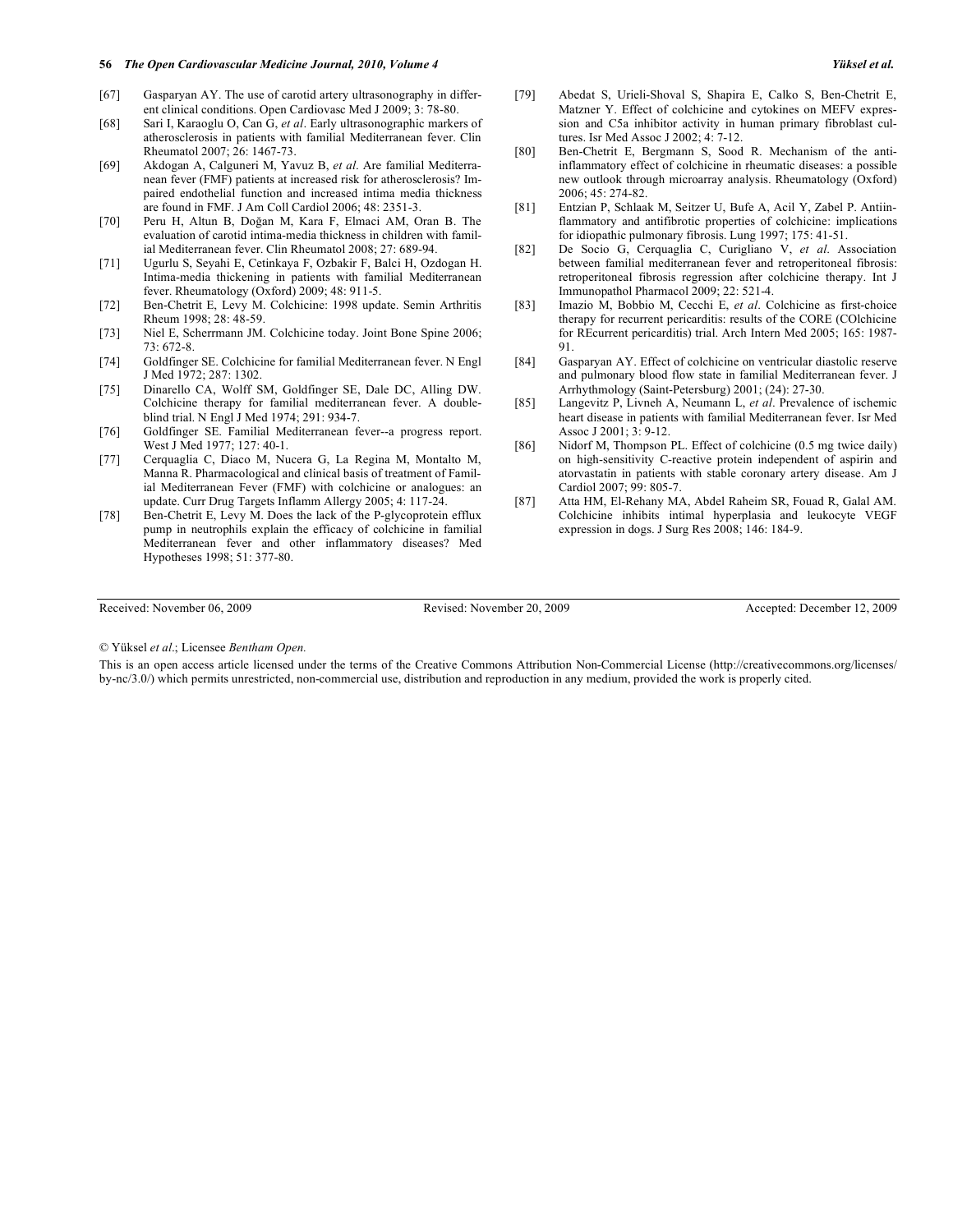[67] Gasparyan AY. The use of carotid artery ultrasonography in different clinical conditions. Open Cardiovasc Med J 2009; 3: 78-80.

[68] Sari I, Karaoglu O, Can G, *et al*. Early ultrasonographic markers of atherosclerosis in patients with familial Mediterranean fever. Clin Rheumatol 2007; 26: 1467-73.

[69] Akdogan A, Calguneri M, Yavuz B, *et al*. Are familial Mediterranean fever (FMF) patients at increased risk for atherosclerosis? Impaired endothelial function and increased intima media thickness are found in FMF. J Am Coll Cardiol 2006; 48: 2351-3.

[70] Peru H, Altun B, Doğan M, Kara F, Elmaci AM, Oran B. The evaluation of carotid intima-media thickness in children with familial Mediterranean fever. Clin Rheumatol 2008; 27: 689-94.

[71] Ugurlu S, Seyahi E, Cetinkaya F, Ozbakir F, Balci H, Ozdogan H. Intima-media thickening in patients with familial Mediterranean fever. Rheumatology (Oxford) 2009; 48: 911-5.

[72] Ben-Chetrit E, Levy M. Colchicine: 1998 update. Semin Arthritis Rheum 1998; 28: 48-59.

[73] Niel E, Scherrmann JM. Colchicine today. Joint Bone Spine 2006; 73: 672-8.

[74] Goldfinger SE. Colchicine for familial Mediterranean fever. N Engl J Med 1972; 287: 1302.

[75] Dinarello CA, Wolff SM, Goldfinger SE, Dale DC, Alling DW. Colchicine therapy for familial mediterranean fever. A double-blind trial. N Engl J Med 1974; 291: 934-7.

[76] Goldfinger SE. Familial Mediterranean fever--a progress report. West J Med 1977; 127: 40-1.

[77] Cerquaglia C, Diaco M, Nucera G, La Regina M, Montalto M, Manna R. Pharmacological and clinical basis of treatment of Familial Mediterranean Fever (FMF) with colchicine or analogues: an update. Curr Drug Targets Inflamm Allergy 2005; 4: 117-24.

[78] Ben-Chetrit E, Levy M. Does the lack of the P-glycoprotein efflux pump in neutrophils explain the efficacy of colchicine in familial Mediterranean fever and other inflammatory diseases? Med Hypotheses 1998; 51: 377-80.

[79] Abedat S, Urieli-Shoval S, Shapira E, Calko S, Ben-Chetrit E, Matzner Y. Effect of colchicine and cytokines on MEFV expression and C5a inhibitor activity in human primary fibroblast cultures. Isr Med Assoc J 2002; 4: 7-12.

[80] Ben-Chetrit E, Bergmann S, Sood R. Mechanism of the anti-inflammatory effect of colchicine in rheumatic diseases: a possible new outlook through microarray analysis. Rheumatology (Oxford) 2006; 45: 274-82.

[81] Entzian P, Schlaak M, Seitzer U, Bufe A, Acil Y, Zabel P. Antiinflammatory and antifibrotic properties of colchicine: implications for idiopathic pulmonary fibrosis. Lung 1997; 175: 41-51.

[82] De Socio G, Cerquaglia C, Curigliano V, *et al*. Association between familial mediterranean fever and retroperitoneal fibrosis: retroperitoneal fibrosis regression after colchicine therapy. Int J Immunopathol Pharmacol 2009; 22: 521-4.

[83] Imazio M, Bobbio M, Cecchi E, *et al*. Colchicine as first-choice therapy for recurrent pericarditis: results of the CORE (COlchicine for REcurrent pericarditis) trial. Arch Intern Med 2005; 165: 1987-91.

[84] Gasparyan AY. Effect of colchicine on ventricular diastolic reserve and pulmonary blood flow state in familial Mediterranean fever. J Arrhythmology (Saint-Petersburg) 2001; (24): 27-30.

[85] Langevitz P, Livneh A, Neumann L, *et al*. Prevalence of ischemic heart disease in patients with familial Mediterranean fever. Isr Med Assoc J 2001; 3: 9-12.

[86] Nidorf M, Thompson PL. Effect of colchicine (0.5 mg twice daily) on high-sensitivity C-reactive protein independent of aspirin and atorvastatin in patients with stable coronary artery disease. Am J Cardiol 2007; 99: 805-7.

[87] Atta HM, El-Rehany MA, Abdel Raheim SR, Fouad R, Galal AM. Colchicine inhibits intimal hyperplasia and leukocyte VEGF expression in dogs. J Surg Res 2008; 146: 184-9.

Received: November 06, 2009 Revised: November 20, 2009 Accepted: December 12, 2009

© Yüksel *et al*.; Licensee *Bentham Open.*

This is an open access article licensed under the terms of the Creative Commons Attribution Non-Commercial License (http://creativecommons.org/licenses/by-nc/3.0/) which permits unrestricted, non-commercial use, distribution and reproduction in any medium, provided the work is properly cited.